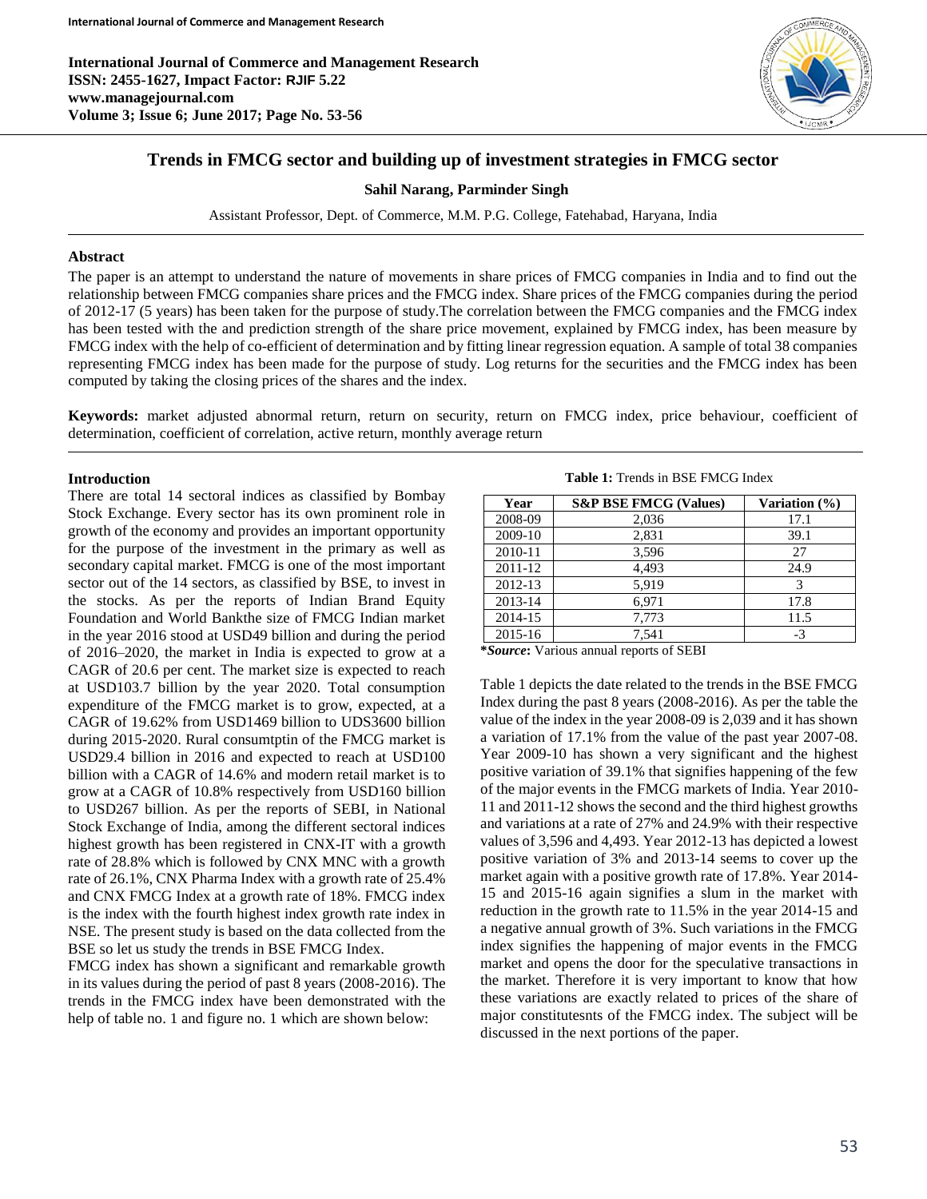# Trends in FMCG sector and building up of investment strategies in FMCG sector

**Sahil Narang, Parminder Singh**

Assistant Professor, Dept. of Commerce, M.M. P.G. College, Fatehabad, Haryana, India

### Abstract

The paper is an attempt to understand the nature of movements in share prices of FMCG companies in India and to find out the relationship between FMCG companies share prices and the FMCG index. Share prices of the FMCG companies during the period of 2012-17 (5 years) has been taken for the purpose of study.The correlation between the FMCG companies and the FMCG index has been tested with the and prediction strength of the share price movement, explained by FMCG index, has been measure by FMCG index with the help of co-efficient of determination and by fitting linear regression equation. A sample of total 38 companies representing FMCG index has been made for the purpose of study. Log returns for the securities and the FMCG index has been computed by taking the closing prices of the shares and the index.

**Keywords:** market adjusted abnormal return, return on security, return on FMCG index, price behaviour, coefficient of determination, coefficient of correlation, active return, monthly average return

### Introduction

There are total 14 sectoral indices as classified by Bombay Stock Exchange. Every sector has its own prominent role in growth of the economy and provides an important opportunity for the purpose of the investment in the primary as well as secondary capital market. FMCG is one of the most important sector out of the 14 sectors, as classified by BSE, to invest in the stocks. As per the reports of Indian Brand Equity Foundation and World Bankthe size of FMCG Indian market in the year 2016 stood at USD49 billion and during the period of 2016–2020, the market in India is expected to grow at a CAGR of 20.6 per cent. The market size is expected to reach at USD103.7 billion by the year 2020. Total consumption expenditure of the FMCG market is to grow, expected, at a CAGR of 19.62% from USD1469 billion to UDS3600 billion during 2015-2020. Rural consumtptin of the FMCG market is USD29.4 billion in 2016 and expected to reach at USD100 billion with a CAGR of 14.6% and modern retail market is to grow at a CAGR of 10.8% respectively from USD160 billion to USD267 billion. As per the reports of SEBI, in National Stock Exchange of India, among the different sectoral indices highest growth has been registered in CNX-IT with a growth rate of 28.8% which is followed by CNX MNC with a growth rate of 26.1%, CNX Pharma Index with a growth rate of 25.4% and CNX FMCG Index at a growth rate of 18%. FMCG index is the index with the fourth highest index growth rate index in NSE. The present study is based on the data collected from the BSE so let us study the trends in BSE FMCG Index.

FMCG index has shown a significant and remarkable growth in its values during the period of past 8 years (2008-2016). The trends in the FMCG index have been demonstrated with the help of table no. 1 and figure no. 1 which are shown below:

**Table 1:** Trends in BSE FMCG Index

| Year | S&P BSE FMCG (Values) | Variation (%) |
|---|---|---|
| 2008-09 | 2,036 | 17.1 |
| 2009-10 | 2,831 | 39.1 |
| 2010-11 | 3,596 | 27 |
| 2011-12 | 4,493 | 24.9 |
| 2012-13 | 5,919 | 3 |
| 2013-14 | 6,971 | 17.8 |
| 2014-15 | 7,773 | 11.5 |
| 2015-16 | 7,541 | -3 |

***Source*:** Various annual reports of SEBI

Table 1 depicts the date related to the trends in the BSE FMCG Index during the past 8 years (2008-2016). As per the table the value of the index in the year 2008-09 is 2,039 and it has shown a variation of 17.1% from the value of the past year 2007-08. Year 2009-10 has shown a very significant and the highest positive variation of 39.1% that signifies happening of the few of the major events in the FMCG markets of India. Year 2010-11 and 2011-12 shows the second and the third highest growths and variations at a rate of 27% and 24.9% with their respective values of 3,596 and 4,493. Year 2012-13 has depicted a lowest positive variation of 3% and 2013-14 seems to cover up the market again with a positive growth rate of 17.8%. Year 2014-15 and 2015-16 again signifies a slum in the market with reduction in the growth rate to 11.5% in the year 2014-15 and a negative annual growth of 3%. Such variations in the FMCG index signifies the happening of major events in the FMCG market and opens the door for the speculative transactions in the market. Therefore it is very important to know that how these variations are exactly related to prices of the share of major constitutesnts of the FMCG index. The subject will be discussed in the next portions of the paper.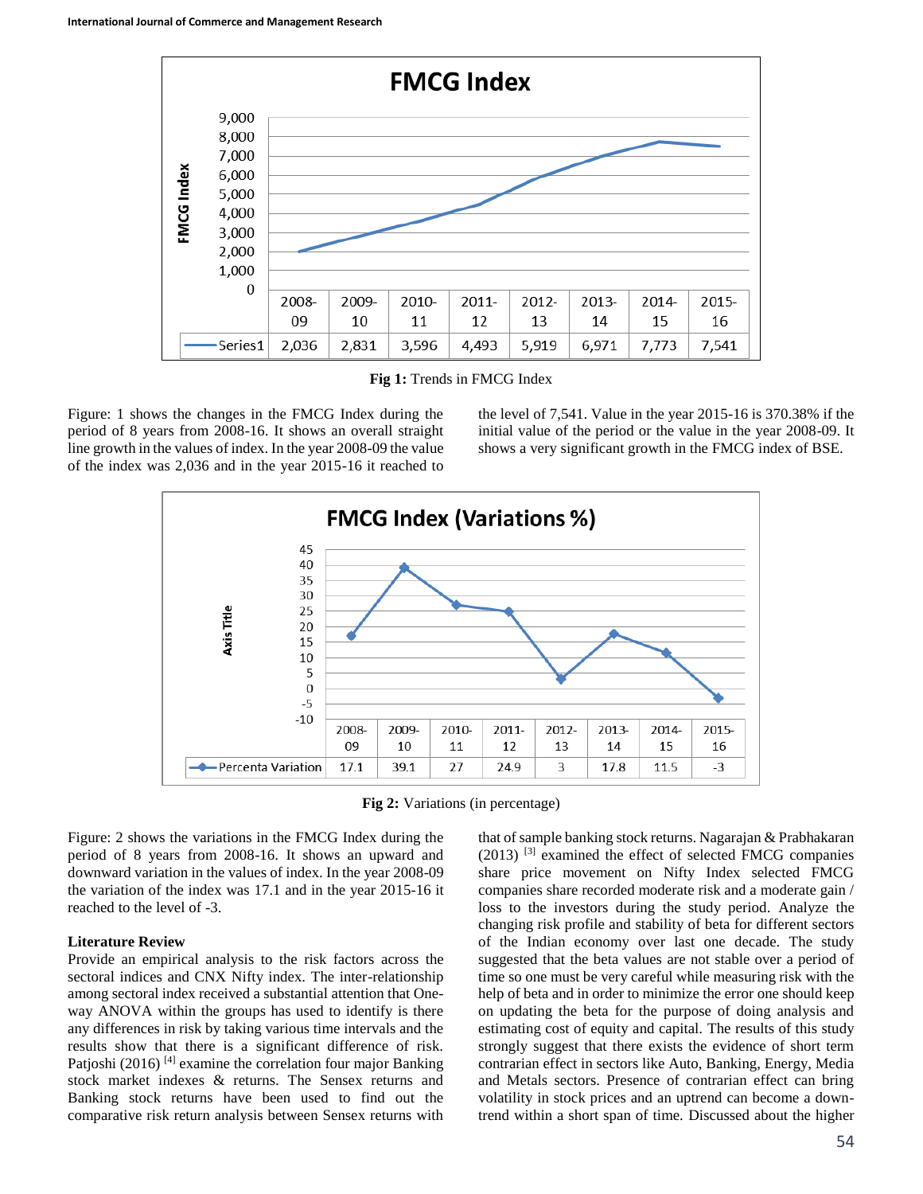| | 2008-09 | 2009-10 | 2010-11 | 2011-12 | 2012-13 | 2013-14 | 2014-15 | 2015-16 |
|---|---|---|---|---|---|---|---|---|
| Series1 | 2,036 | 2,831 | 3,596 | 4,493 | 5,919 | 6,971 | 7,773 | 7,541 |

**Fig 1:** Trends in FMCG Index

Figure: 1 shows the changes in the FMCG Index during the period of 8 years from 2008-16. It shows an overall straight line growth in the values of index. In the year 2008-09 the value of the index was 2,036 and in the year 2015-16 it reached to the level of 7,541. Value in the year 2015-16 is 370.38% if the initial value of the period or the value in the year 2008-09. It shows a very significant growth in the FMCG index of BSE.

| | 2008-09 | 2009-10 | 2010-11 | 2011-12 | 2012-13 | 2013-14 | 2014-15 | 2015-16 |
|---|---|---|---|---|---|---|---|---|
| Percenta Variation | 17.1 | 39.1 | 27 | 24.9 | 3 | 17.8 | 11.5 | -3 |

**Fig 2:** Variations (in percentage)

Figure: 2 shows the variations in the FMCG Index during the period of 8 years from 2008-16. It shows an upward and downward variation in the values of index. In the year 2008-09 the variation of the index was 17.1 and in the year 2015-16 it reached to the level of -3.

**Literature Review**

Provide an empirical analysis to the risk factors across the sectoral indices and CNX Nifty index. The inter-relationship among sectoral index received a substantial attention that One-way ANOVA within the groups has used to identify is there any differences in risk by taking various time intervals and the results show that there is a significant difference of risk. Patjoshi (2016) [4] examine the correlation four major Banking stock market indexes & returns. The Sensex returns and Banking stock returns have been used to find out the comparative risk return analysis between Sensex returns with that of sample banking stock returns. Nagarajan & Prabhakaran (2013) [3] examined the effect of selected FMCG companies share price movement on Nifty Index selected FMCG companies share recorded moderate risk and a moderate gain / loss to the investors during the study period. Analyze the changing risk profile and stability of beta for different sectors of the Indian economy over last one decade. The study suggested that the beta values are not stable over a period of time so one must be very careful while measuring risk with the help of beta and in order to minimize the error one should keep on updating the beta for the purpose of doing analysis and estimating cost of equity and capital. The results of this study strongly suggest that there exists the evidence of short term contrarian effect in sectors like Auto, Banking, Energy, Media and Metals sectors. Presence of contrarian effect can bring volatility in stock prices and an uptrend can become a down-trend within a short span of time. Discussed about the higher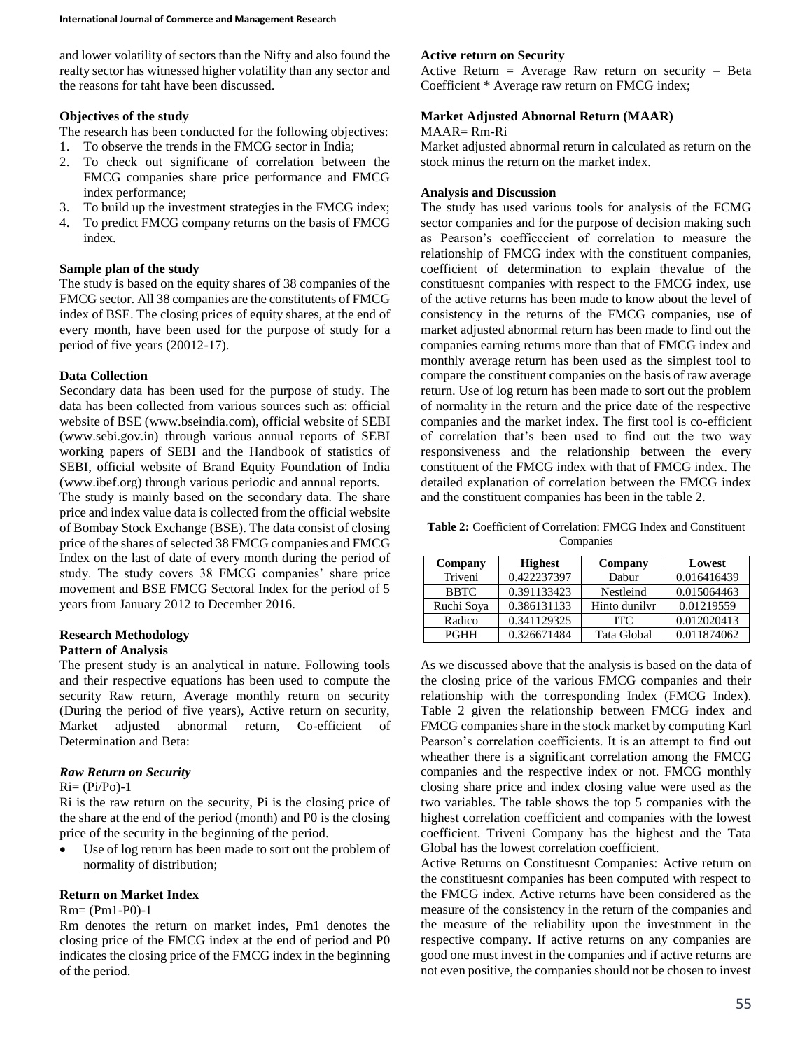and lower volatility of sectors than the Nifty and also found the realty sector has witnessed higher volatility than any sector and the reasons for taht have been discussed.

**Objectives of the study**

The research has been conducted for the following objectives:

1. To observe the trends in the FMCG sector in India;
2. To check out significane of correlation between the FMCG companies share price performance and FMCG index performance;
3. To build up the investment strategies in the FMCG index;
4. To predict FMCG company returns on the basis of FMCG index.

**Sample plan of the study**

The study is based on the equity shares of 38 companies of the FMCG sector. All 38 companies are the constitutents of FMCG index of BSE. The closing prices of equity shares, at the end of every month, have been used for the purpose of study for a period of five years (20012-17).

**Data Collection**

Secondary data has been used for the purpose of study. The data has been collected from various sources such as: official website of BSE (www.bseindia.com), official website of SEBI (www.sebi.gov.in) through various annual reports of SEBI working papers of SEBI and the Handbook of statistics of SEBI, official website of Brand Equity Foundation of India (www.ibef.org) through various periodic and annual reports.

The study is mainly based on the secondary data. The share price and index value data is collected from the official website of Bombay Stock Exchange (BSE). The data consist of closing price of the shares of selected 38 FMCG companies and FMCG Index on the last of date of every month during the period of study. The study covers 38 FMCG companies' share price movement and BSE FMCG Sectoral Index for the period of 5 years from January 2012 to December 2016.

**Research Methodology**

**Pattern of Analysis**

The present study is an analytical in nature. Following tools and their respective equations has been used to compute the security Raw return, Average monthly return on security (During the period of five years), Active return on security, Market adjusted abnormal return, Co-efficient of Determination and Beta:

***Raw Return on Security***

$R_i = (P_i/P_o)-1$

$R_i$ is the raw return on the security, $P_i$ is the closing price of the share at the end of the period (month) and $P_0$ is the closing price of the security in the beginning of the period.

- Use of log return has been made to sort out the problem of normality of distribution;

**Return on Market Index**

$R_m = (P_{m1}-P_0)-1$

$R_m$ denotes the return on market indes, $P_{m1}$ denotes the closing price of the FMCG index at the end of period and $P_0$ indicates the closing price of the FMCG index in the beginning of the period.

**Active return on Security**

Active Return = Average Raw return on security – Beta Coefficient * Average raw return on FMCG index;

**Market Adjusted Abnornal Return (MAAR)**

$MAAR = R_m - R_i$

Market adjusted abnormal return in calculated as return on the stock minus the return on the market index.

**Analysis and Discussion**

The study has used various tools for analysis of the FCMG sector companies and for the purpose of decision making such as Pearson's coefficccient of correlation to measure the relationship of FMCG index with the constituent companies, coefficient of determination to explain thevalue of the constituesnt companies with respect to the FMCG index, use of the active returns has been made to know about the level of consistency in the returns of the FMCG companies, use of market adjusted abnormal return has been made to find out the companies earning returns more than that of FMCG index and monthly average return has been used as the simplest tool to compare the constituent companies on the basis of raw average return. Use of log return has been made to sort out the problem of normality in the return and the price date of the respective companies and the market index. The first tool is co-efficient of correlation that's been used to find out the two way responsiveness and the relationship between the every constituent of the FMCG index with that of FMCG index. The detailed explanation of correlation between the FMCG index and the constituent companies has been in the table 2.

**Table 2:** Coefficient of Correlation: FMCG Index and Constituent Companies

| Company | Highest | Company | Lowest |
|---|---|---|---|
| Triveni | 0.422237397 | Dabur | 0.016416439 |
| BBTC | 0.391133423 | Nestleind | 0.015064463 |
| Ruchi Soya | 0.386131133 | Hinto dunilvr | 0.01219559 |
| Radico | 0.341129325 | ITC | 0.012020413 |
| PGHH | 0.326671484 | Tata Global | 0.011874062 |

As we discussed above that the analysis is based on the data of the closing price of the various FMCG companies and their relationship with the corresponding Index (FMCG Index). Table 2 given the relationship between FMCG index and FMCG companies share in the stock market by computing Karl Pearson's correlation coefficients. It is an attempt to find out wheather there is a significant correlation among the FMCG companies and the respective index or not. FMCG monthly closing share price and index closing value were used as the two variables. The table shows the top 5 companies with the highest correlation coefficient and companies with the lowest coefficient. Triveni Company has the highest and the Tata Global has the lowest correlation coefficient.

Active Returns on Constituesnt Companies: Active return on the constituesnt companies has been computed with respect to the FMCG index. Active returns have been considered as the measure of the consistency in the return of the companies and the measure of the reliability upon the investnment in the respective company. If active returns on any companies are good one must invest in the companies and if active returns are not even positive, the companies should not be chosen to invest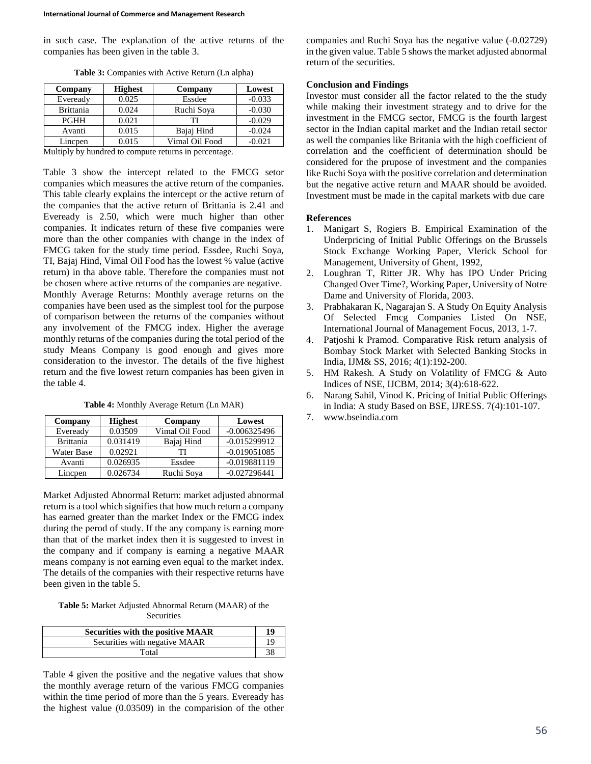in such case. The explanation of the active returns of the companies has been given in the table 3.

**Table 3:** Companies with Active Return (Ln alpha)

| Company | Highest | Company | Lowest |
|---|---|---|---|
| Eveready | 0.025 | Essdee | -0.033 |
| Brittania | 0.024 | Ruchi Soya | -0.030 |
| PGHH | 0.021 | TI | -0.029 |
| Avanti | 0.015 | Bajaj Hind | -0.024 |
| Lincpen | 0.015 | Vimal Oil Food | -0.021 |

Multiply by hundred to compute returns in percentage.

Table 3 show the intercept related to the FMCG setor companies which measures the active return of the companies. This table clearly explains the intercept or the active return of the companies that the active return of Brittania is 2.41 and Eveready is 2.50, which were much higher than other companies. It indicates return of these five companies were more than the other companies with change in the index of FMCG taken for the study time period. Essdee, Ruchi Soya, TI, Bajaj Hind, Vimal Oil Food has the lowest % value (active return) in tha above table. Therefore the companies must not be chosen where active returns of the companies are negative.

Monthly Average Returns: Monthly average returns on the companies have been used as the simplest tool for the purpose of comparison between the returns of the companies without any involvement of the FMCG index. Higher the average monthly returns of the companies during the total period of the study Means Company is good enough and gives more consideration to the investor. The details of the five highest return and the five lowest return companies has been given in the table 4.

**Table 4:** Monthly Average Return (Ln MAR)

| Company | Highest | Company | Lowest |
|---|---|---|---|
| Eveready | 0.03509 | Vimal Oil Food | -0.006325496 |
| Brittania | 0.031419 | Bajaj Hind | -0.015299912 |
| Water Base | 0.02921 | TI | -0.019051085 |
| Avanti | 0.026935 | Essdee | -0.019881119 |
| Lincpen | 0.026734 | Ruchi Soya | -0.027296441 |

Market Adjusted Abnormal Return: market adjusted abnormal return is a tool which signifies that how much return a company has earned greater than the market Index or the FMCG index during the perod of study. If the any company is earning more than that of the market index then it is suggested to invest in the company and if company is earning a negative MAAR means company is not earning even equal to the market index. The details of the companies with their respective returns have been given in the table 5.

**Table 5:** Market Adjusted Abnormal Return (MAAR) of the Securities

| **Securities with the positive MAAR** | **19** |
|---|---|
| Securities with negative MAAR | 19 |
| Total | 38 |

Table 4 given the positive and the negative values that show the monthly average return of the various FMCG companies within the time period of more than the 5 years. Eveready has the highest value (0.03509) in the comparision of the other companies and Ruchi Soya has the negative value (-0.02729) in the given value. Table 5 shows the market adjusted abnormal return of the securities.

### Conclusion and Findings

Investor must consider all the factor related to the the study while making their investment strategy and to drive for the investment in the FMCG sector, FMCG is the fourth largest sector in the Indian capital market and the Indian retail sector as well the companies like Britania with the high coefficient of correlation and the coefficient of determination should be considered for the prupose of investment and the companies like Ruchi Soya with the positive correlation and determination but the negative active return and MAAR should be avoided. Investment must be made in the capital markets witb due care

### References

1. Manigart S, Rogiers B. Empirical Examination of the Underpricing of Initial Public Offerings on the Brussels Stock Exchange Working Paper, Vlerick School for Management, University of Ghent, 1992,
2. Loughran T, Ritter JR. Why has IPO Under Pricing Changed Over Time?, Working Paper, University of Notre Dame and University of Florida, 2003.
3. Prabhakaran K, Nagarajan S. A Study On Equity Analysis Of Selected Fmcg Companies Listed On NSE, International Journal of Management Focus, 2013, 1-7.
4. Patjoshi k Pramod. Comparative Risk return analysis of Bombay Stock Market with Selected Banking Stocks in India, IJM& SS, 2016; 4(1):192-200.
5. HM Rakesh. A Study on Volatility of FMCG & Auto Indices of NSE, IJCBM, 2014; 3(4):618-622.
6. Narang Sahil, Vinod K. Pricing of Initial Public Offerings in India: A study Based on BSE, IJRESS. 7(4):101-107.
7. www.bseindia.com